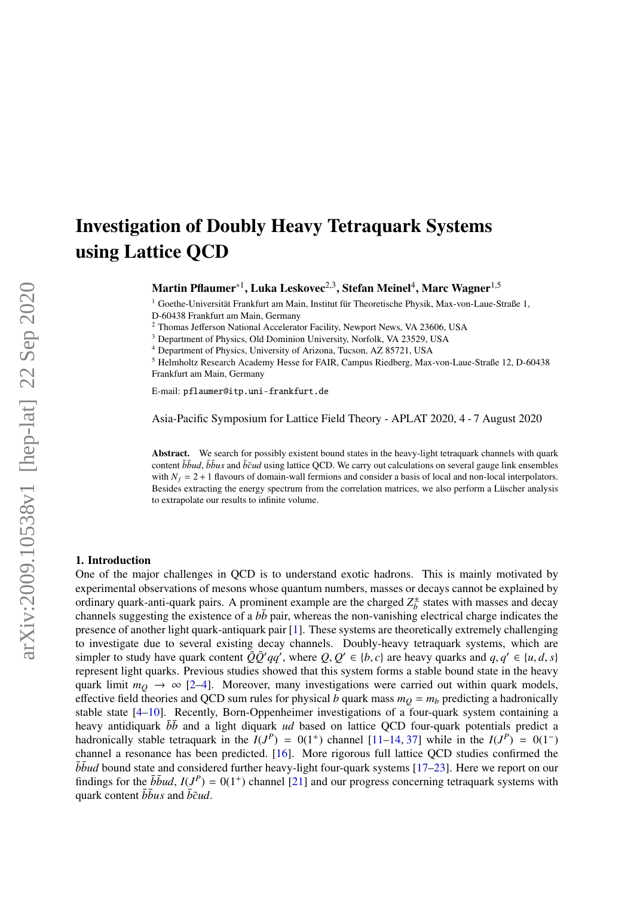# Investigation of Doubly Heavy Tetraquark Systems using Lattice QCD

**Martin Pflaumer*[1], Luka Leskovec[2,3], Stefan Meinel[4], Marc Wagner[1,5]**

[1] Goethe-Universität Frankfurt am Main, Institut für Theoretische Physik, Max-von-Laue-Straße 1, D-60438 Frankfurt am Main, Germany

[2] Thomas Jefferson National Accelerator Facility, Newport News, VA 23606, USA

[3] Department of Physics, Old Dominion University, Norfolk, VA 23529, USA

[4] Department of Physics, University of Arizona, Tucson, AZ 85721, USA

[5] Helmholtz Research Academy Hesse for FAIR, Campus Riedberg, Max-von-Laue-Straße 12, D-60438 Frankfurt am Main, Germany

E-mail: `pflaumer@itp.uni-frankfurt.de`

Asia-Pacific Symposium for Lattice Field Theory - APLAT 2020, 4 - 7 August 2020

**Abstract.** We search for possibly existent bound states in the heavy-light tetraquark channels with quark content $\bar{b}\bar{b}ud$, $\bar{b}\bar{b}us$ and $\bar{b}\bar{c}ud$ using lattice QCD. We carry out calculations on several gauge link ensembles with $N_f = 2+1$ flavours of domain-wall fermions and consider a basis of local and non-local interpolators. Besides extracting the energy spectrum from the correlation matrices, we also perform a Lüscher analysis to extrapolate our results to infinite volume.

## 1. Introduction

One of the major challenges in QCD is to understand exotic hadrons. This is mainly motivated by experimental observations of mesons whose quantum numbers, masses or decays cannot be explained by ordinary quark-anti-quark pairs. A prominent example are the charged $Z_b^\pm$ states with masses and decay channels suggesting the existence of a $b\bar{b}$ pair, whereas the non-vanishing electrical charge indicates the presence of another light quark-antiquark pair [1]. These systems are theoretically extremely challenging to investigate due to several existing decay channels. Doubly-heavy tetraquark systems, which are simpler to study have quark content $\bar{Q}\bar{Q}'qq'$, where $Q, Q' \in \{b, c\}$ are heavy quarks and $q, q' \in \{u, d, s\}$ represent light quarks. Previous studies showed that this system forms a stable bound state in the heavy quark limit $m_Q \to \infty$ [2–4]. Moreover, many investigations were carried out within quark models, effective field theories and QCD sum rules for physical $b$ quark mass $m_Q = m_b$ predicting a hadronically stable state [4–10]. Recently, Born-Oppenheimer investigations of a four-quark system containing a heavy antidiquark $\bar{b}\bar{b}$ and a light diquark $ud$ based on lattice QCD four-quark potentials predict a hadronically stable tetraquark in the $I(J^P) = 0(1^+)$ channel [11–14, 37] while in the $I(J^P) = 0(1^-)$ channel a resonance has been predicted. [16]. More rigorous full lattice QCD studies confirmed the $\bar{b}\bar{b}ud$ bound state and considered further heavy-light four-quark systems [17–23]. Here we report on our findings for the $\bar{b}\bar{b}ud$, $I(J^P) = 0(1^+)$ channel [21] and our progress concerning tetraquark systems with quark content $\bar{b}\bar{b}us$ and $\bar{b}\bar{c}ud$.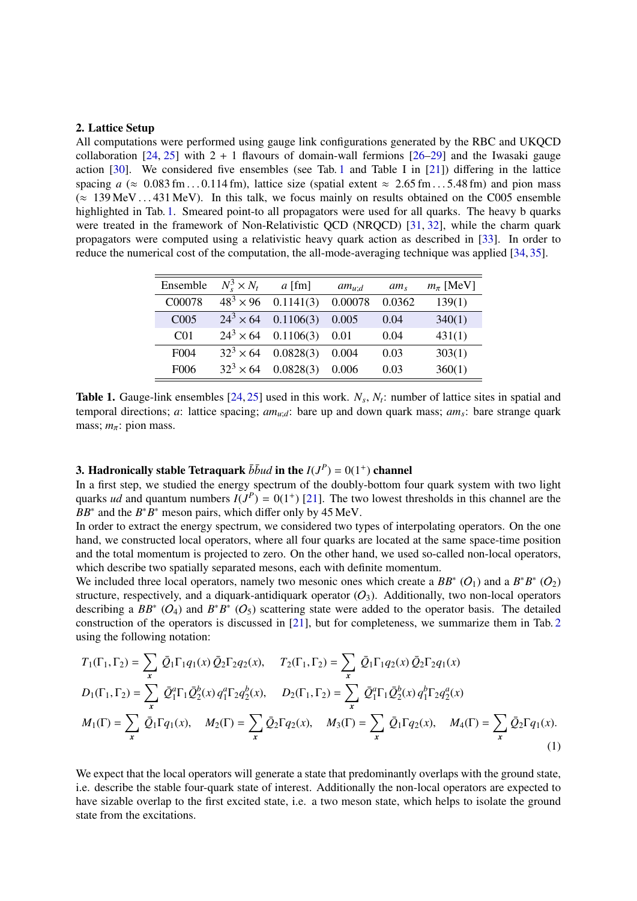## 2. Lattice Setup

All computations were performed using gauge link configurations generated by the RBC and UKQCD collaboration [24, 25] with 2 + 1 flavours of domain-wall fermions [26–29] and the Iwasaki gauge action [30]. We considered five ensembles (see Tab. 1 and Table I in [21]) differing in the lattice spacing $a$ ($\approx$ 0.083 fm . . . 0.114 fm), lattice size (spatial extent $\approx$ 2.65 fm . . . 5.48 fm) and pion mass ($\approx$ 139 MeV . . . 431 MeV). In this talk, we focus mainly on results obtained on the C005 ensemble highlighted in Tab. 1. Smeared point-to all propagators were used for all quarks. The heavy b quarks were treated in the framework of Non-Relativistic QCD (NRQCD) [31, 32], while the charm quark propagators were computed using a relativistic heavy quark action as described in [33]. In order to reduce the numerical cost of the computation, the all-mode-averaging technique was applied [34, 35].

| Ensemble | $N_s^3 \times N_t$ | $a$ [fm] | $am_{u;d}$ | $am_s$ | $m_\pi$ [MeV] |
|---|---|---|---|---|---|
| C00078 | $48^3 \times 96$ | 0.1141(3) | 0.00078 | 0.0362 | 139(1) |
| C005 | $24^3 \times 64$ | 0.1106(3) | 0.005 | 0.04 | 340(1) |
| C01 | $24^3 \times 64$ | 0.1106(3) | 0.01 | 0.04 | 431(1) |
| F004 | $32^3 \times 64$ | 0.0828(3) | 0.004 | 0.03 | 303(1) |
| F006 | $32^3 \times 64$ | 0.0828(3) | 0.006 | 0.03 | 360(1) |

**Table 1.** Gauge-link ensembles [24, 25] used in this work. $N_s$, $N_t$: number of lattice sites in spatial and temporal directions; $a$: lattice spacing; $am_{u;d}$: bare up and down quark mass; $am_s$: bare strange quark mass; $m_\pi$: pion mass.

## 3. Hadronically stable Tetraquark $\bar{b}\bar{b}ud$ in the $I(J^P) = 0(1^+)$ channel

In a first step, we studied the energy spectrum of the doubly-bottom four quark system with two light quarks $ud$ and quantum numbers $I(J^P) = 0(1^+)$ [21]. The two lowest thresholds in this channel are the $BB^*$ and the $B^*B^*$ meson pairs, which differ only by 45 MeV.

In order to extract the energy spectrum, we considered two types of interpolating operators. On the one hand, we constructed local operators, where all four quarks are located at the same space-time position and the total momentum is projected to zero. On the other hand, we used so-called non-local operators, which describe two spatially separated mesons, each with definite momentum.

We included three local operators, namely two mesonic ones which create a $BB^*$ ($O_1$) and a $B^*B^*$ ($O_2$) structure, respectively, and a diquark-antidiquark operator ($O_3$). Additionally, two non-local operators describing a $BB^*$ ($O_4$) and $B^*B^*$ ($O_5$) scattering state were added to the operator basis. The detailed construction of the operators is discussed in [21], but for completeness, we summarize them in Tab. 2 using the following notation:

$$
\begin{aligned}
T_1(\Gamma_1, \Gamma_2) &= \sum_{x} \bar{Q}_1\Gamma_1 q_1(x)\, \bar{Q}_2\Gamma_2 q_2(x), \quad T_2(\Gamma_1, \Gamma_2) = \sum_{x} \bar{Q}_1\Gamma_1 q_2(x)\, \bar{Q}_2\Gamma_2 q_1(x) \\
D_1(\Gamma_1, \Gamma_2) &= \sum_{x} \bar{Q}_1^a\Gamma_1 \bar{Q}_2^b(x)\, q_1^a\Gamma_2 q_2^b(x), \quad D_2(\Gamma_1, \Gamma_2) = \sum_{x} \bar{Q}_1^a\Gamma_1 \bar{Q}_2^b(x)\, q_1^b\Gamma_2 q_2^a(x) \\
M_1(\Gamma) &= \sum_{x} \bar{Q}_1\Gamma q_1(x), \quad M_2(\Gamma) = \sum_{x} \bar{Q}_2\Gamma q_2(x), \quad M_3(\Gamma) = \sum_{x} \bar{Q}_1\Gamma q_2(x), \quad M_4(\Gamma) = \sum_{x} \bar{Q}_2\Gamma q_1(x).
\end{aligned}
\tag{1}
$$

We expect that the local operators will generate a state that predominantly overlaps with the ground state, i.e. describe the stable four-quark state of interest. Additionally the non-local operators are expected to have sizable overlap to the first excited state, i.e. a two meson state, which helps to isolate the ground state from the excitations.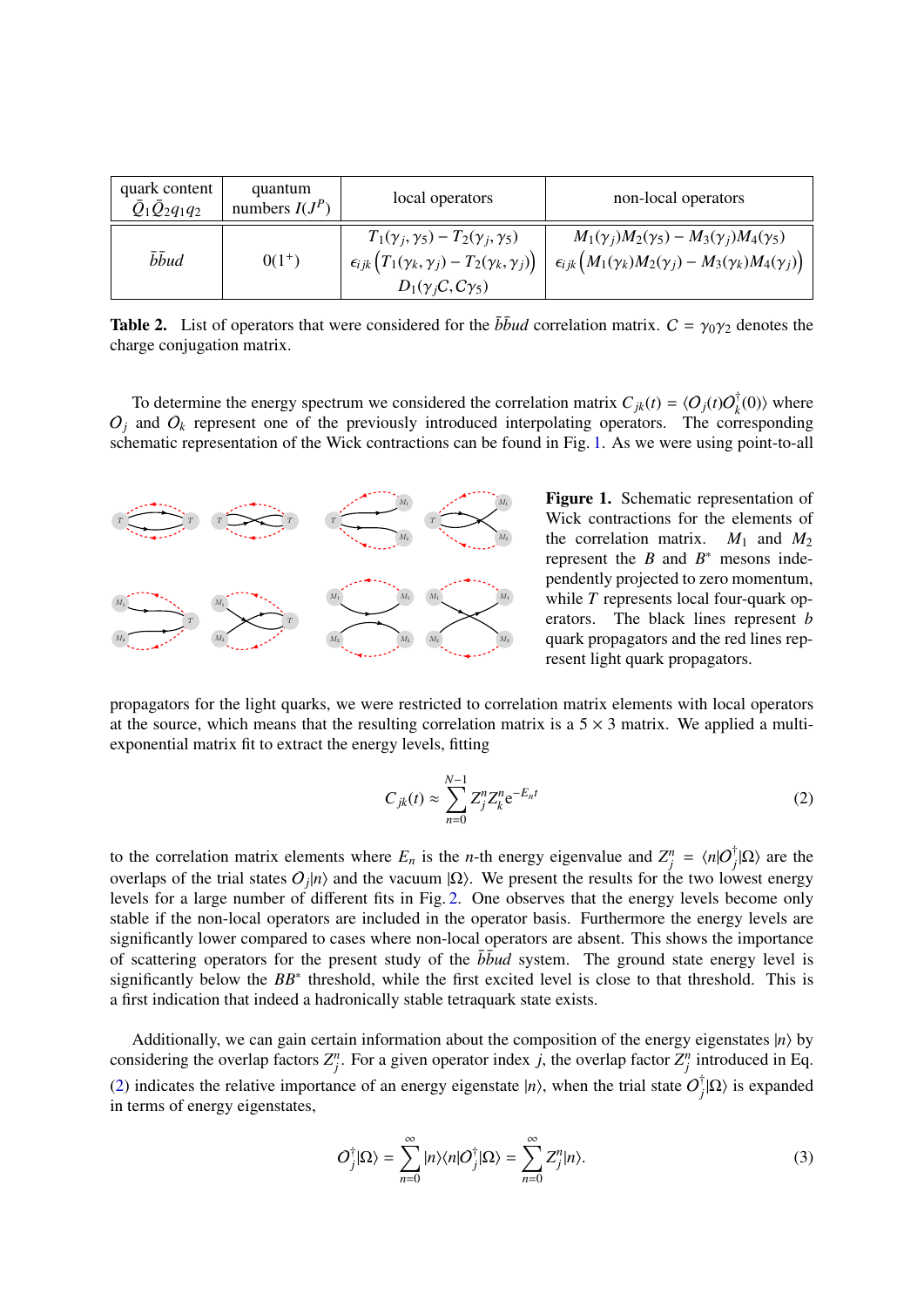| quark content $\bar{Q}_1\bar{Q}_2q_1q_2$ | quantum numbers $I(J^P)$ | local operators | non-local operators |
|---|---|---|---|
| $\bar{b}\bar{b}ud$ | $0(1^+)$ | $T_1(\gamma_j,\gamma_5) - T_2(\gamma_j,\gamma_5)$<br>$\epsilon_{ijk}\left(T_1(\gamma_k,\gamma_j) - T_2(\gamma_k,\gamma_j)\right)$<br>$D_1(\gamma_j C, C\gamma_5)$ | $M_1(\gamma_j)M_2(\gamma_5) - M_3(\gamma_j)M_4(\gamma_5)$<br>$\epsilon_{ijk}\left(M_1(\gamma_k)M_2(\gamma_j) - M_3(\gamma_k)M_4(\gamma_j)\right)$ |

**Table 2.** List of operators that were considered for the $\bar{b}\bar{b}ud$ correlation matrix. $C = \gamma_0\gamma_2$ denotes the charge conjugation matrix.

To determine the energy spectrum we considered the correlation matrix $C_{jk}(t) = \langle O_j(t)O_k^\dagger(0)\rangle$ where $O_j$ and $O_k$ represent one of the previously introduced interpolating operators. The corresponding schematic representation of the Wick contractions can be found in Fig. 1. As we were using point-to-all propagators for the light quarks, we were restricted to correlation matrix elements with local operators at the source, which means that the resulting correlation matrix is a $5 \times 3$ matrix. We applied a multi-exponential matrix fit to extract the energy levels, fitting

**Figure 1.** Schematic representation of Wick contractions for the elements of the correlation matrix. $M_1$ and $M_2$ represent the $B$ and $B^*$ mesons independently projected to zero momentum, while $T$ represents local four-quark operators. The black lines represent $b$ quark propagators and the red lines represent light quark propagators.

$$C_{jk}(t) \approx \sum_{n=0}^{N-1} Z_j^n Z_k^n \mathrm{e}^{-E_n t} \tag{2}$$

to the correlation matrix elements where $E_n$ is the $n$-th energy eigenvalue and $Z_j^n = \langle n|O_j^\dagger|\Omega\rangle$ are the overlaps of the trial states $O_j|n\rangle$ and the vacuum $|\Omega\rangle$. We present the results for the two lowest energy levels for a large number of different fits in Fig. 2. One observes that the energy levels become only stable if the non-local operators are included in the operator basis. Furthermore the energy levels are significantly lower compared to cases where non-local operators are absent. This shows the importance of scattering operators for the present study of the $\bar{b}\bar{b}ud$ system. The ground state energy level is significantly below the $BB^*$ threshold, while the first excited level is close to that threshold. This is a first indication that indeed a hadronically stable tetraquark state exists.

Additionally, we can gain certain information about the composition of the energy eigenstates $|n\rangle$ by considering the overlap factors $Z_j^n$. For a given operator index $j$, the overlap factor $Z_j^n$ introduced in Eq. (2) indicates the relative importance of an energy eigenstate $|n\rangle$, when the trial state $O_j^\dagger|\Omega\rangle$ is expanded in terms of energy eigenstates,

$$O_j^\dagger|\Omega\rangle = \sum_{n=0}^{\infty} |n\rangle\langle n|O_j^\dagger|\Omega\rangle = \sum_{n=0}^{\infty} Z_j^n|n\rangle. \tag{3}$$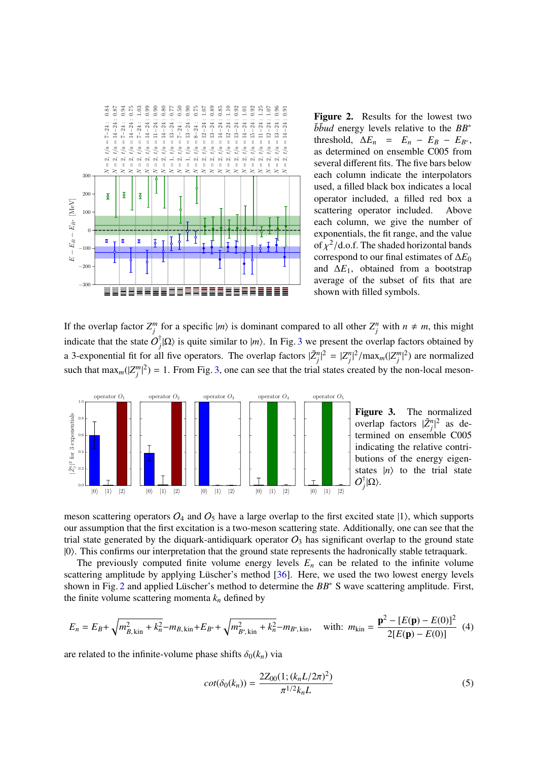**Figure 2.** Results for the lowest two $\bar{b}\bar{b}ud$ energy levels relative to the $BB^*$ threshold, $\Delta E_n = E_n - E_B - E_{B^*}$, as determined on ensemble C005 from several different fits. The five bars below each column indicate the interpolators used, a filled black box indicates a local operator included, a filled red box a scattering operator included. Above each column, we give the number of exponentials, the fit range, and the value of $\chi^2$/d.o.f. The shaded horizontal bands correspond to our final estimates of $\Delta E_0$ and $\Delta E_1$, obtained from a bootstrap average of the subset of fits that are shown with filled symbols.

If the overlap factor $Z_j^m$ for a specific $|m\rangle$ is dominant compared to all other $Z_j^n$ with $n \neq m$, this might indicate that the state $O_j^\dagger|\Omega\rangle$ is quite similar to $|m\rangle$. In Fig. 3 we present the overlap factors obtained by a 3-exponential fit for all five operators. The overlap factors $|\tilde{Z}_j^n|^2 = |Z_j^n|^2/\max_m(|Z_j^m|^2)$ are normalized such that $\max_m(|Z_j^m|^2) = 1$. From Fig. 3, one can see that the trial states created by the non-local meson-meson scattering operators $O_4$ and $O_5$ have a large overlap to the first excited state $|1\rangle$, which supports our assumption that the first excitation is a two-meson scattering state. Additionally, one can see that the trial state generated by the diquark-antidiquark operator $O_3$ has significant overlap to the ground state $|0\rangle$. This confirms our interpretation that the ground state represents the hadronically stable tetraquark.

**Figure 3.** The normalized overlap factors $|\tilde{Z}_j^n|^2$ as determined on ensemble C005 indicating the relative contributions of the energy eigenstates $|n\rangle$ to the trial state $O_j^\dagger|\Omega\rangle$.

The previously computed finite volume energy levels $E_n$ can be related to the infinite volume scattering amplitude by applying Lüscher's method [36]. Here, we used the two lowest energy levels shown in Fig. 2 and applied Lüscher's method to determine the $BB^*$ S wave scattering amplitude. First, the finite volume scattering momenta $k_n$ defined by

$$E_n = E_B + \sqrt{m_{B,\text{kin}}^2 + k_n^2} - m_{B,\text{kin}} + E_{B^*} + \sqrt{m_{B^*,\text{kin}}^2 + k_n^2} - m_{B^*,\text{kin}}, \quad \text{with: } m_{\text{kin}} = \frac{\mathbf{p}^2 - [E(\mathbf{p}) - E(0)]^2}{2[E(\mathbf{p}) - E(0)]} \quad (4)$$

are related to the infinite-volume phase shifts $\delta_0(k_n)$ via

$$cot(\delta_0(k_n)) = \frac{2Z_{00}(1;(k_n L/2\pi)^2)}{\pi^{1/2} k_n L} \quad (5)$$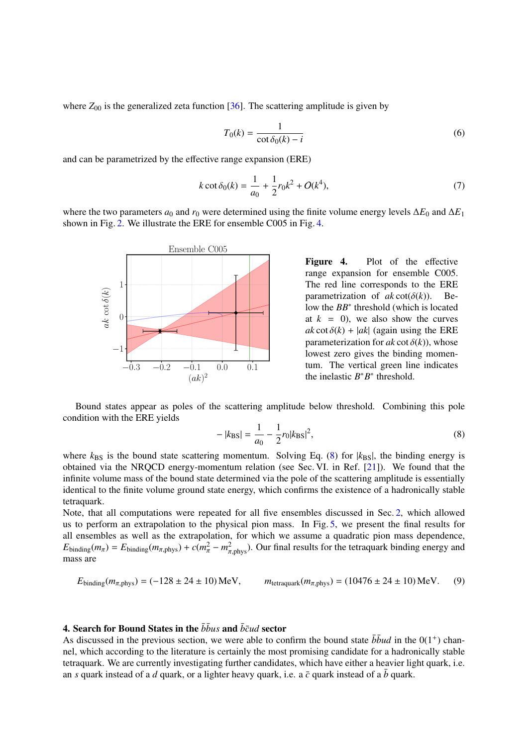where $Z_{00}$ is the generalized zeta function [36]. The scattering amplitude is given by

$$T_0(k) = \frac{1}{\cot\delta_0(k) - i} \tag{6}$$

and can be parametrized by the effective range expansion (ERE)

$$k\cot\delta_0(k) = \frac{1}{a_0} + \frac{1}{2}r_0 k^2 + O(k^4), \tag{7}$$

where the two parameters $a_0$ and $r_0$ were determined using the finite volume energy levels $\Delta E_0$ and $\Delta E_1$ shown in Fig. 2. We illustrate the ERE for ensemble C005 in Fig. 4.

**Figure 4.** Plot of the effective range expansion for ensemble C005. The red line corresponds to the ERE parametrization of $ak\cot(\delta(k))$. Below the $BB^*$ threshold (which is located at $k = 0$), we also show the curves $ak\cot\delta(k) + |ak|$ (again using the ERE parameterization for $ak\cot\delta(k)$), whose lowest zero gives the binding momentum. The vertical green line indicates the inelastic $B^*B^*$ threshold.

Bound states appear as poles of the scattering amplitude below threshold. Combining this pole condition with the ERE yields

$$-|k_{\text{BS}}| = \frac{1}{a_0} - \frac{1}{2}r_0|k_{\text{BS}}|^2, \tag{8}$$

where $k_{\text{BS}}$ is the bound state scattering momentum. Solving Eq. (8) for $|k_{\text{BS}}|$, the binding energy is obtained via the NRQCD energy-momentum relation (see Sec. VI. in Ref. [21]). We found that the infinite volume mass of the bound state determined via the pole of the scattering amplitude is essentially identical to the finite volume ground state energy, which confirms the existence of a hadronically stable tetraquark.

Note, that all computations were repeated for all five ensembles discussed in Sec. 2, which allowed us to perform an extrapolation to the physical pion mass. In Fig. 5, we present the final results for all ensembles as well as the extrapolation, for which we assume a quadratic pion mass dependence, $E_{\text{binding}}(m_\pi) = E_{\text{binding}}(m_{\pi,\text{phys}}) + c(m_\pi^2 - m_{\pi,\text{phys}}^2)$. Our final results for the tetraquark binding energy and mass are

$$E_{\text{binding}}(m_{\pi,\text{phys}}) = (-128 \pm 24 \pm 10)\,\text{MeV}, \qquad m_{\text{tetraquark}}(m_{\pi,\text{phys}}) = (10476 \pm 24 \pm 10)\,\text{MeV}. \tag{9}$$

## 4. Search for Bound States in the $\bar{b}\bar{b}us$ and $\bar{b}\bar{c}ud$ sector

As discussed in the previous section, we were able to confirm the bound state $\bar{b}\bar{b}ud$ in the $0(1^+)$ channel, which according to the literature is certainly the most promising candidate for a hadronically stable tetraquark. We are currently investigating further candidates, which have either a heavier light quark, i.e. an $s$ quark instead of a $d$ quark, or a lighter heavy quark, i.e. a $\bar{c}$ quark instead of a $\bar{b}$ quark.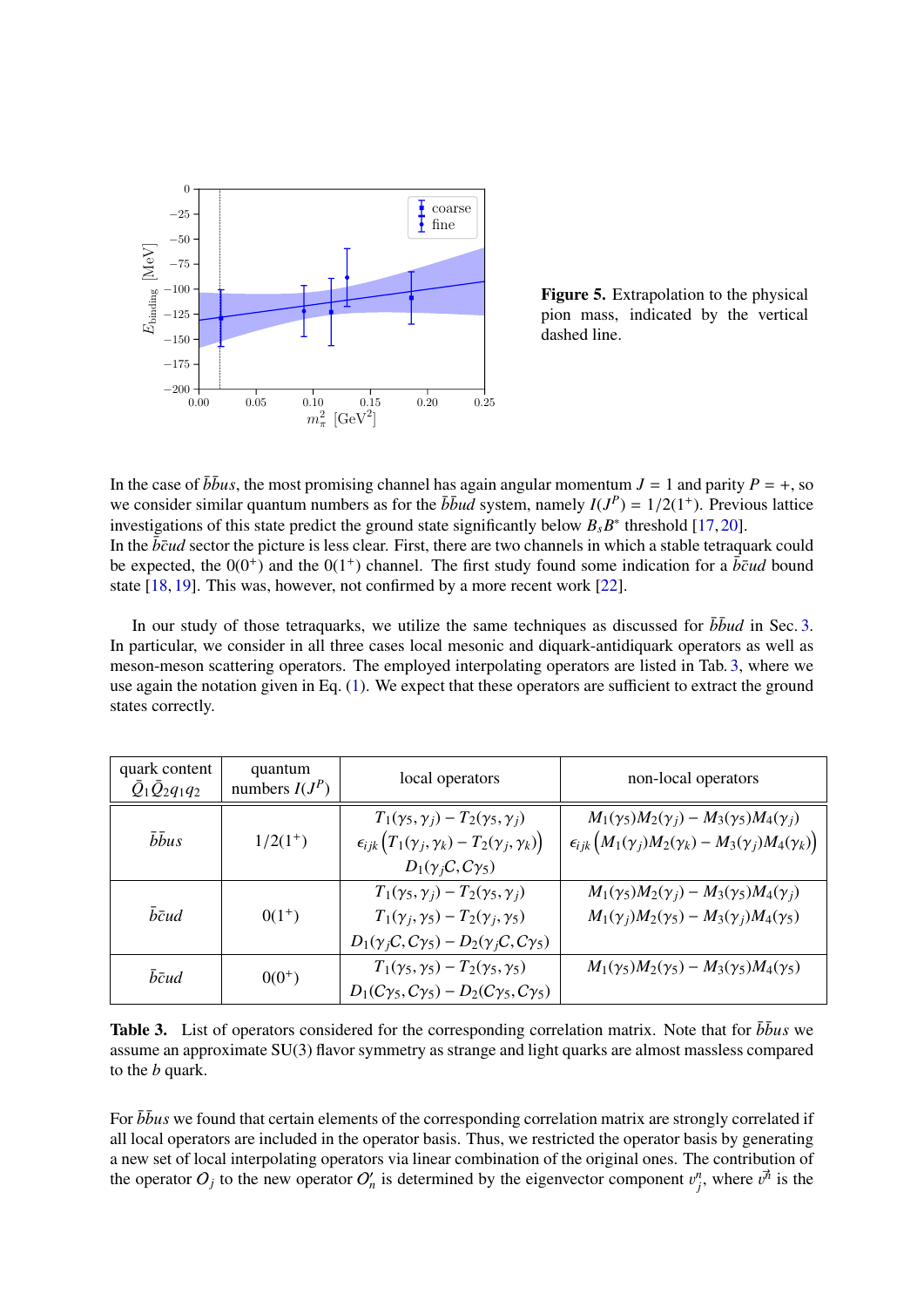**Figure 5.** Extrapolation to the physical pion mass, indicated by the vertical dashed line.

In the case of $\bar{b}\bar{b}us$, the most promising channel has again angular momentum $J = 1$ and parity $P = +$, so we consider similar quantum numbers as for the $\bar{b}\bar{b}ud$ system, namely $I(J^P) = 1/2(1^+)$. Previous lattice investigations of this state predict the ground state significantly below $B_s B^*$ threshold [17, 20].
In the $\bar{b}\bar{c}ud$ sector the picture is less clear. First, there are two channels in which a stable tetraquark could be expected, the $0(0^+)$ and the $0(1^+)$ channel. The first study found some indication for a $\bar{b}\bar{c}ud$ bound state [18, 19]. This was, however, not confirmed by a more recent work [22].

In our study of those tetraquarks, we utilize the same techniques as discussed for $\bar{b}\bar{b}ud$ in Sec. 3. In particular, we consider in all three cases local mesonic and diquark-antidiquark operators as well as meson-meson scattering operators. The employed interpolating operators are listed in Tab. 3, where we use again the notation given in Eq. (1). We expect that these operators are sufficient to extract the ground states correctly.

| quark content $\bar{Q}_1\bar{Q}_2q_1q_2$ | quantum numbers $I(J^P)$ | local operators | non-local operators |
|---|---|---|---|
| $\bar{b}\bar{b}us$ | $1/2(1^+)$ | $T_1(\gamma_5, \gamma_j) - T_2(\gamma_5, \gamma_j)$ <br> $\epsilon_{ijk}\left(T_1(\gamma_j, \gamma_k) - T_2(\gamma_j, \gamma_k)\right)$ <br> $D_1(\gamma_j C, C\gamma_5)$ | $M_1(\gamma_5)M_2(\gamma_j) - M_3(\gamma_5)M_4(\gamma_j)$ <br> $\epsilon_{ijk}\left(M_1(\gamma_j)M_2(\gamma_k) - M_3(\gamma_j)M_4(\gamma_k)\right)$ |
| $\bar{b}\bar{c}ud$ | $0(1^+)$ | $T_1(\gamma_5, \gamma_j) - T_2(\gamma_5, \gamma_j)$ <br> $T_1(\gamma_j, \gamma_5) - T_2(\gamma_j, \gamma_5)$ <br> $D_1(\gamma_j C, C\gamma_5) - D_2(\gamma_j C, C\gamma_5)$ | $M_1(\gamma_5)M_2(\gamma_j) - M_3(\gamma_5)M_4(\gamma_j)$ <br> $M_1(\gamma_j)M_2(\gamma_5) - M_3(\gamma_j)M_4(\gamma_5)$ |
| $\bar{b}\bar{c}ud$ | $0(0^+)$ | $T_1(\gamma_5, \gamma_5) - T_2(\gamma_5, \gamma_5)$ <br> $D_1(C\gamma_5, C\gamma_5) - D_2(C\gamma_5, C\gamma_5)$ | $M_1(\gamma_5)M_2(\gamma_5) - M_3(\gamma_5)M_4(\gamma_5)$ |

**Table 3.** List of operators considered for the corresponding correlation matrix. Note that for $\bar{b}\bar{b}us$ we assume an approximate SU(3) flavor symmetry as strange and light quarks are almost massless compared to the $b$ quark.

For $\bar{b}\bar{b}us$ we found that certain elements of the corresponding correlation matrix are strongly correlated if all local operators are included in the operator basis. Thus, we restricted the operator basis by generating a new set of local interpolating operators via linear combination of the original ones. The contribution of the operator $O_j$ to the new operator $O'_n$ is determined by the eigenvector component $v^n_j$, where $\vec{v^n}$ is the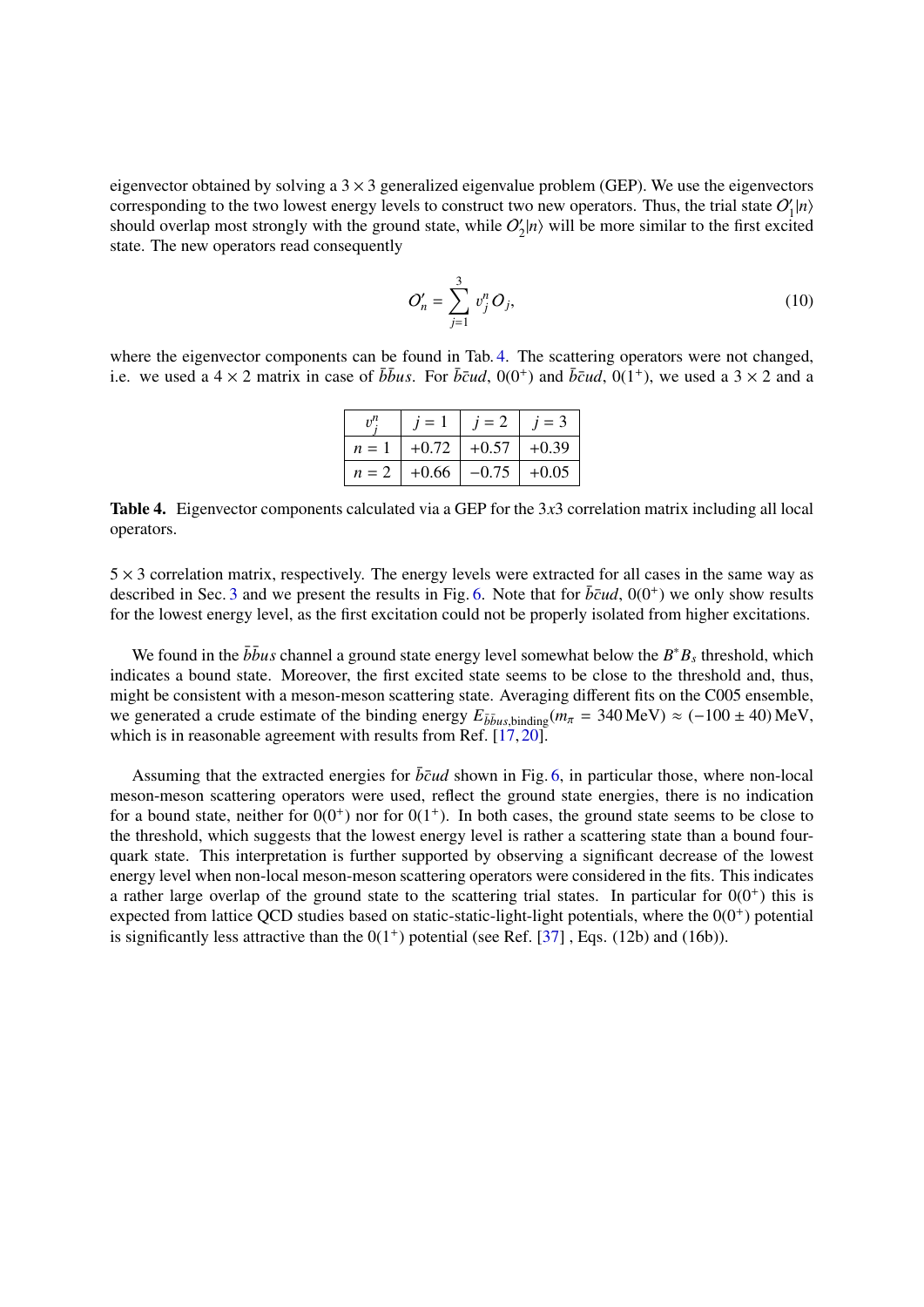eigenvector obtained by solving a $3 \times 3$ generalized eigenvalue problem (GEP). We use the eigenvectors corresponding to the two lowest energy levels to construct two new operators. Thus, the trial state $O'_1|n\rangle$ should overlap most strongly with the ground state, while $O'_2|n\rangle$ will be more similar to the first excited state. The new operators read consequently

$$O'_n = \sum_{j=1}^{3} v_j^n O_j, \tag{10}$$

where the eigenvector components can be found in Tab. 4. The scattering operators were not changed, i.e. we used a $4 \times 2$ matrix in case of $\bar{b}\bar{b}us$. For $\bar{b}\bar{c}ud$, $0(0^+)$ and $\bar{b}\bar{c}ud$, $0(1^+)$, we used a $3 \times 2$ and a $5 \times 3$ correlation matrix, respectively. The energy levels were extracted for all cases in the same way as described in Sec. 3 and we present the results in Fig. 6. Note that for $\bar{b}\bar{c}ud$, $0(0^+)$ we only show results for the lowest energy level, as the first excitation could not be properly isolated from higher excitations.

| $v_j^n$ | $j = 1$ | $j = 2$ | $j = 3$ |
|---|---|---|---|
| $n = 1$ | +0.72 | +0.57 | +0.39 |
| $n = 2$ | +0.66 | −0.75 | +0.05 |

**Table 4.** Eigenvector components calculated via a GEP for the $3x3$ correlation matrix including all local operators.

We found in the $\bar{b}\bar{b}us$ channel a ground state energy level somewhat below the $B^* B_s$ threshold, which indicates a bound state. Moreover, the first excited state seems to be close to the threshold and, thus, might be consistent with a meson-meson scattering state. Averaging different fits on the C005 ensemble, we generated a crude estimate of the binding energy $E_{\bar{b}\bar{b}us,\text{binding}}(m_\pi = 340\,\text{MeV}) \approx (-100 \pm 40)\,\text{MeV}$, which is in reasonable agreement with results from Ref. [17, 20].

Assuming that the extracted energies for $\bar{b}\bar{c}ud$ shown in Fig. 6, in particular those, where non-local meson-meson scattering operators were used, reflect the ground state energies, there is no indication for a bound state, neither for $0(0^+)$ nor for $0(1^+)$. In both cases, the ground state seems to be close to the threshold, which suggests that the lowest energy level is rather a scattering state than a bound four-quark state. This interpretation is further supported by observing a significant decrease of the lowest energy level when non-local meson-meson scattering operators were considered in the fits. This indicates a rather large overlap of the ground state to the scattering trial states. In particular for $0(0^+)$ this is expected from lattice QCD studies based on static-static-light-light potentials, where the $0(0^+)$ potential is significantly less attractive than the $0(1^+)$ potential (see Ref. [37] , Eqs. (12b) and (16b)).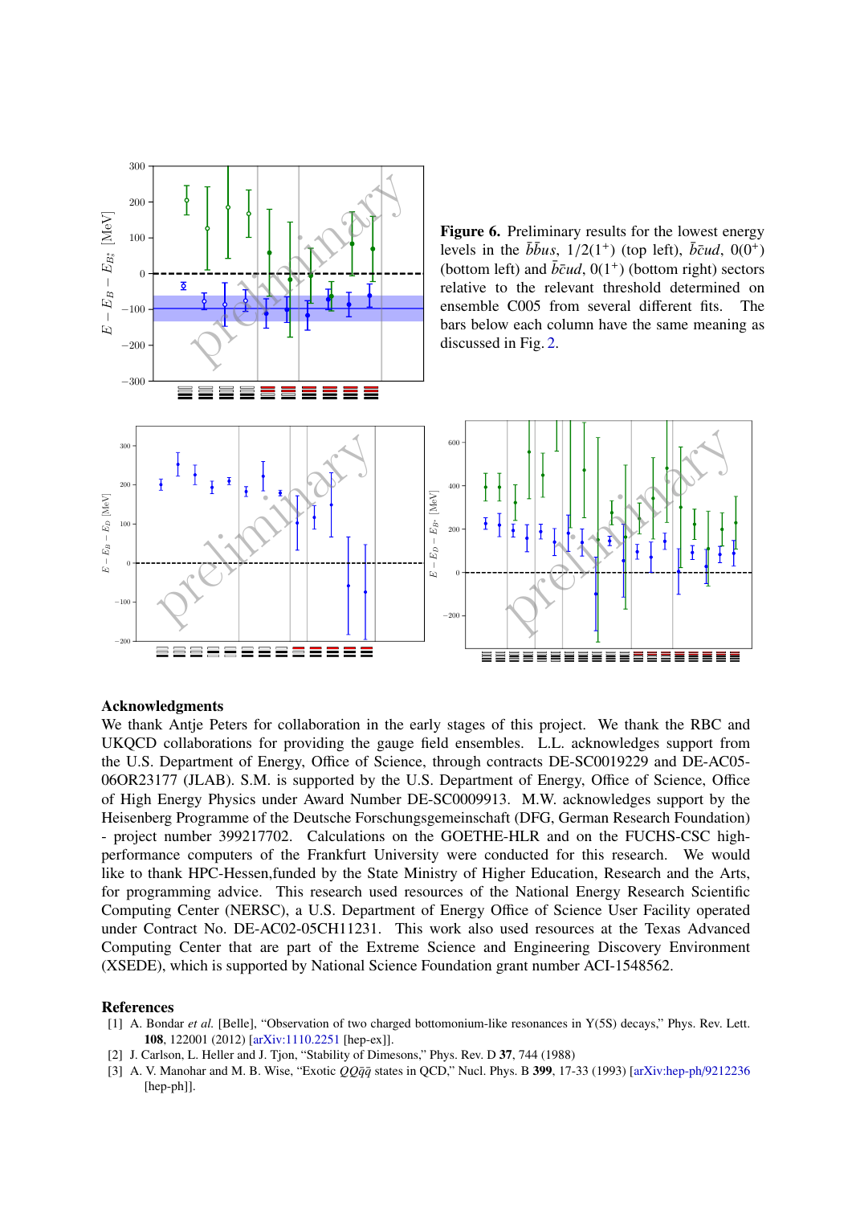**Figure 6.** Preliminary results for the lowest energy levels in the $\bar{b}\bar{b}us$, $1/2(1^+)$ (top left), $\bar{b}\bar{c}ud$, $0(0^+)$ (bottom left) and $\bar{b}\bar{c}ud$, $0(1^+)$ (bottom right) sectors relative to the relevant threshold determined on ensemble C005 from several different fits. The bars below each column have the same meaning as discussed in Fig. 2.

## Acknowledgments

We thank Antje Peters for collaboration in the early stages of this project. We thank the RBC and UKQCD collaborations for providing the gauge field ensembles. L.L. acknowledges support from the U.S. Department of Energy, Office of Science, through contracts DE-SC0019229 and DE-AC05-06OR23177 (JLAB). S.M. is supported by the U.S. Department of Energy, Office of Science, Office of High Energy Physics under Award Number DE-SC0009913. M.W. acknowledges support by the Heisenberg Programme of the Deutsche Forschungsgemeinschaft (DFG, German Research Foundation) - project number 399217702. Calculations on the GOETHE-HLR and on the FUCHS-CSC high-performance computers of the Frankfurt University were conducted for this research. We would like to thank HPC-Hessen,funded by the State Ministry of Higher Education, Research and the Arts, for programming advice. This research used resources of the National Energy Research Scientific Computing Center (NERSC), a U.S. Department of Energy Office of Science User Facility operated under Contract No. DE-AC02-05CH11231. This work also used resources at the Texas Advanced Computing Center that are part of the Extreme Science and Engineering Discovery Environment (XSEDE), which is supported by National Science Foundation grant number ACI-1548562.

## References

[1] A. Bondar *et al.* [Belle], "Observation of two charged bottomonium-like resonances in Y(5S) decays," Phys. Rev. Lett. **108**, 122001 (2012) [arXiv:1110.2251 [hep-ex]].

[2] J. Carlson, L. Heller and J. Tjon, "Stability of Dimesons," Phys. Rev. D **37**, 744 (1988)

[3] A. V. Manohar and M. B. Wise, "Exotic $QQ\bar{q}\bar{q}$ states in QCD," Nucl. Phys. B **399**, 17-33 (1993) [arXiv:hep-ph/9212236 [hep-ph]].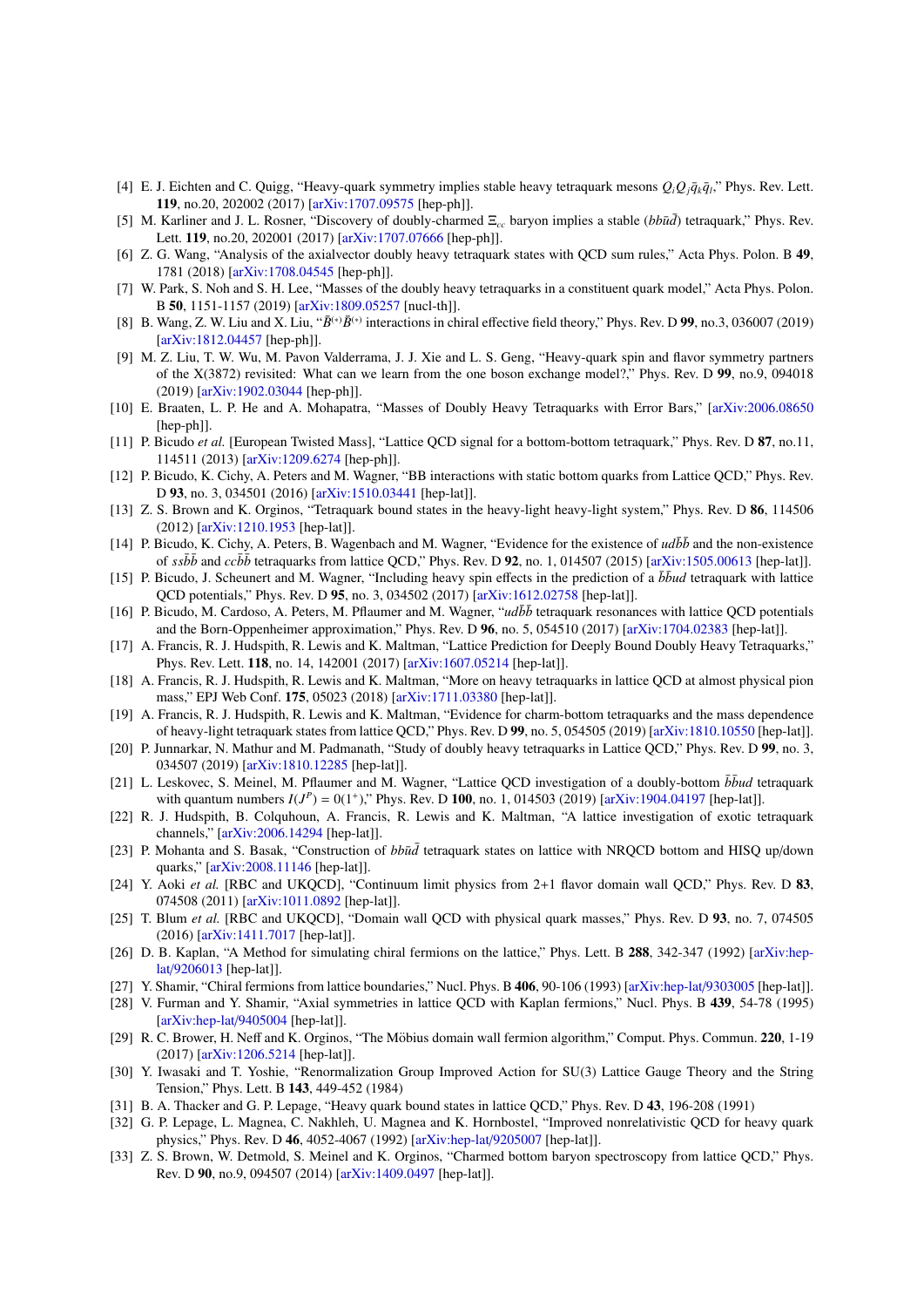[4] E. J. Eichten and C. Quigg, "Heavy-quark symmetry implies stable heavy tetraquark mesons $Q_iQ_j\bar{q}_k\bar{q}_l$," Phys. Rev. Lett. **119**, no.20, 202002 (2017) [arXiv:1707.09575 [hep-ph]].

[5] M. Karliner and J. L. Rosner, "Discovery of doubly-charmed $\Xi_{cc}$ baryon implies a stable $(bb\bar{u}\bar{d})$ tetraquark," Phys. Rev. Lett. **119**, no.20, 202001 (2017) [arXiv:1707.07666 [hep-ph]].

[6] Z. G. Wang, "Analysis of the axialvector doubly heavy tetraquark states with QCD sum rules," Acta Phys. Polon. B **49**, 1781 (2018) [arXiv:1708.04545 [hep-ph]].

[7] W. Park, S. Noh and S. H. Lee, "Masses of the doubly heavy tetraquarks in a constituent quark model," Acta Phys. Polon. B **50**, 1151-1157 (2019) [arXiv:1809.05257 [nucl-th]].

[8] B. Wang, Z. W. Liu and X. Liu, "$\bar{B}^{(*)}\bar{B}^{(*)}$ interactions in chiral effective field theory," Phys. Rev. D **99**, no.3, 036007 (2019) [arXiv:1812.04457 [hep-ph]].

[9] M. Z. Liu, T. W. Wu, M. Pavon Valderrama, J. J. Xie and L. S. Geng, "Heavy-quark spin and flavor symmetry partners of the X(3872) revisited: What can we learn from the one boson exchange model?," Phys. Rev. D **99**, no.9, 094018 (2019) [arXiv:1902.03044 [hep-ph]].

[10] E. Braaten, L. P. He and A. Mohapatra, "Masses of Doubly Heavy Tetraquarks with Error Bars," [arXiv:2006.08650 [hep-ph]].

[11] P. Bicudo *et al.* [European Twisted Mass], "Lattice QCD signal for a bottom-bottom tetraquark," Phys. Rev. D **87**, no.11, 114511 (2013) [arXiv:1209.6274 [hep-ph]].

[12] P. Bicudo, K. Cichy, A. Peters and M. Wagner, "BB interactions with static bottom quarks from Lattice QCD," Phys. Rev. D **93**, no. 3, 034501 (2016) [arXiv:1510.03441 [hep-lat]].

[13] Z. S. Brown and K. Orginos, "Tetraquark bound states in the heavy-light heavy-light system," Phys. Rev. D **86**, 114506 (2012) [arXiv:1210.1953 [hep-lat]].

[14] P. Bicudo, K. Cichy, A. Peters, B. Wagenbach and M. Wagner, "Evidence for the existence of $ud\bar{b}\bar{b}$ and the non-existence of $ss\bar{b}\bar{b}$ and $cc\bar{b}\bar{b}$ tetraquarks from lattice QCD," Phys. Rev. D **92**, no. 1, 014507 (2015) [arXiv:1505.00613 [hep-lat]].

[15] P. Bicudo, J. Scheunert and M. Wagner, "Including heavy spin effects in the prediction of a $\bar{b}\bar{b}ud$ tetraquark with lattice QCD potentials," Phys. Rev. D **95**, no. 3, 034502 (2017) [arXiv:1612.02758 [hep-lat]].

[16] P. Bicudo, M. Cardoso, A. Peters, M. Pflaumer and M. Wagner, "$ud\bar{b}\bar{b}$ tetraquark resonances with lattice QCD potentials and the Born-Oppenheimer approximation," Phys. Rev. D **96**, no. 5, 054510 (2017) [arXiv:1704.02383 [hep-lat]].

[17] A. Francis, R. J. Hudspith, R. Lewis and K. Maltman, "Lattice Prediction for Deeply Bound Doubly Heavy Tetraquarks," Phys. Rev. Lett. **118**, no. 14, 142001 (2017) [arXiv:1607.05214 [hep-lat]].

[18] A. Francis, R. J. Hudspith, R. Lewis and K. Maltman, "More on heavy tetraquarks in lattice QCD at almost physical pion mass," EPJ Web Conf. **175**, 05023 (2018) [arXiv:1711.03380 [hep-lat]].

[19] A. Francis, R. J. Hudspith, R. Lewis and K. Maltman, "Evidence for charm-bottom tetraquarks and the mass dependence of heavy-light tetraquark states from lattice QCD," Phys. Rev. D **99**, no. 5, 054505 (2019) [arXiv:1810.10550 [hep-lat]].

[20] P. Junnarkar, N. Mathur and M. Padmanath, "Study of doubly heavy tetraquarks in Lattice QCD," Phys. Rev. D **99**, no. 3, 034507 (2019) [arXiv:1810.12285 [hep-lat]].

[21] L. Leskovec, S. Meinel, M. Pflaumer and M. Wagner, "Lattice QCD investigation of a doubly-bottom $\bar{b}\bar{b}ud$ tetraquark with quantum numbers $I(J^P) = 0(1^+)$," Phys. Rev. D **100**, no. 1, 014503 (2019) [arXiv:1904.04197 [hep-lat]].

[22] R. J. Hudspith, B. Colquhoun, A. Francis, R. Lewis and K. Maltman, "A lattice investigation of exotic tetraquark channels," [arXiv:2006.14294 [hep-lat]].

[23] P. Mohanta and S. Basak, "Construction of $bb\bar{u}\bar{d}$ tetraquark states on lattice with NRQCD bottom and HISQ up/down quarks," [arXiv:2008.11146 [hep-lat]].

[24] Y. Aoki *et al.* [RBC and UKQCD], "Continuum limit physics from 2+1 flavor domain wall QCD," Phys. Rev. D **83**, 074508 (2011) [arXiv:1011.0892 [hep-lat]].

[25] T. Blum *et al.* [RBC and UKQCD], "Domain wall QCD with physical quark masses," Phys. Rev. D **93**, no. 7, 074505 (2016) [arXiv:1411.7017 [hep-lat]].

[26] D. B. Kaplan, "A Method for simulating chiral fermions on the lattice," Phys. Lett. B **288**, 342-347 (1992) [arXiv:hep-lat/9206013 [hep-lat]].

[27] Y. Shamir, "Chiral fermions from lattice boundaries," Nucl. Phys. B **406**, 90-106 (1993) [arXiv:hep-lat/9303005 [hep-lat]].

[28] V. Furman and Y. Shamir, "Axial symmetries in lattice QCD with Kaplan fermions," Nucl. Phys. B **439**, 54-78 (1995) [arXiv:hep-lat/9405004 [hep-lat]].

[29] R. C. Brower, H. Neff and K. Orginos, "The Möbius domain wall fermion algorithm," Comput. Phys. Commun. **220**, 1-19 (2017) [arXiv:1206.5214 [hep-lat]].

[30] Y. Iwasaki and T. Yoshie, "Renormalization Group Improved Action for SU(3) Lattice Gauge Theory and the String Tension," Phys. Lett. B **143**, 449-452 (1984)

[31] B. A. Thacker and G. P. Lepage, "Heavy quark bound states in lattice QCD," Phys. Rev. D **43**, 196-208 (1991)

[32] G. P. Lepage, L. Magnea, C. Nakhleh, U. Magnea and K. Hornbostel, "Improved nonrelativistic QCD for heavy quark physics," Phys. Rev. D **46**, 4052-4067 (1992) [arXiv:hep-lat/9205007 [hep-lat]].

[33] Z. S. Brown, W. Detmold, S. Meinel and K. Orginos, "Charmed bottom baryon spectroscopy from lattice QCD," Phys. Rev. D **90**, no.9, 094507 (2014) [arXiv:1409.0497 [hep-lat]].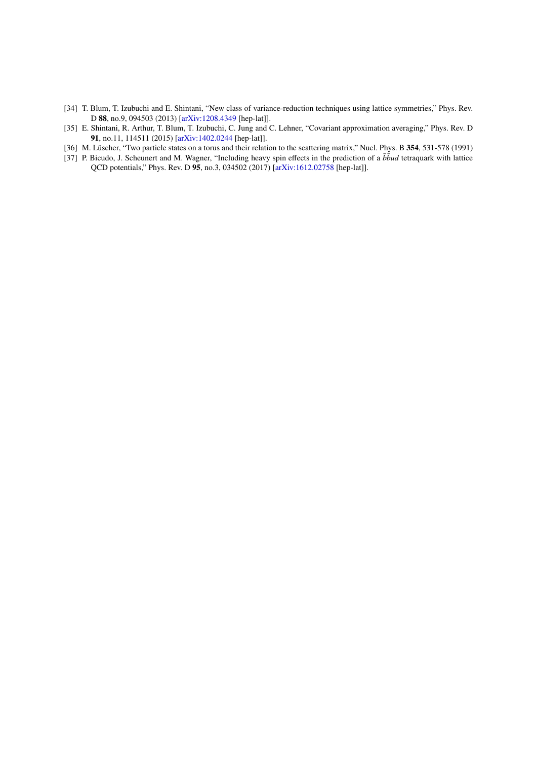[34] T. Blum, T. Izubuchi and E. Shintani, "New class of variance-reduction techniques using lattice symmetries," Phys. Rev. D **88**, no.9, 094503 (2013) [arXiv:1208.4349 [hep-lat]].

[35] E. Shintani, R. Arthur, T. Blum, T. Izubuchi, C. Jung and C. Lehner, "Covariant approximation averaging," Phys. Rev. D **91**, no.11, 114511 (2015) [arXiv:1402.0244 [hep-lat]].

[36] M. Lüscher, "Two particle states on a torus and their relation to the scattering matrix," Nucl. Phys. B **354**, 531-578 (1991)

[37] P. Bicudo, J. Scheunert and M. Wagner, "Including heavy spin effects in the prediction of a $\bar{b}\bar{b}ud$ tetraquark with lattice QCD potentials," Phys. Rev. D **95**, no.3, 034502 (2017) [arXiv:1612.02758 [hep-lat]].